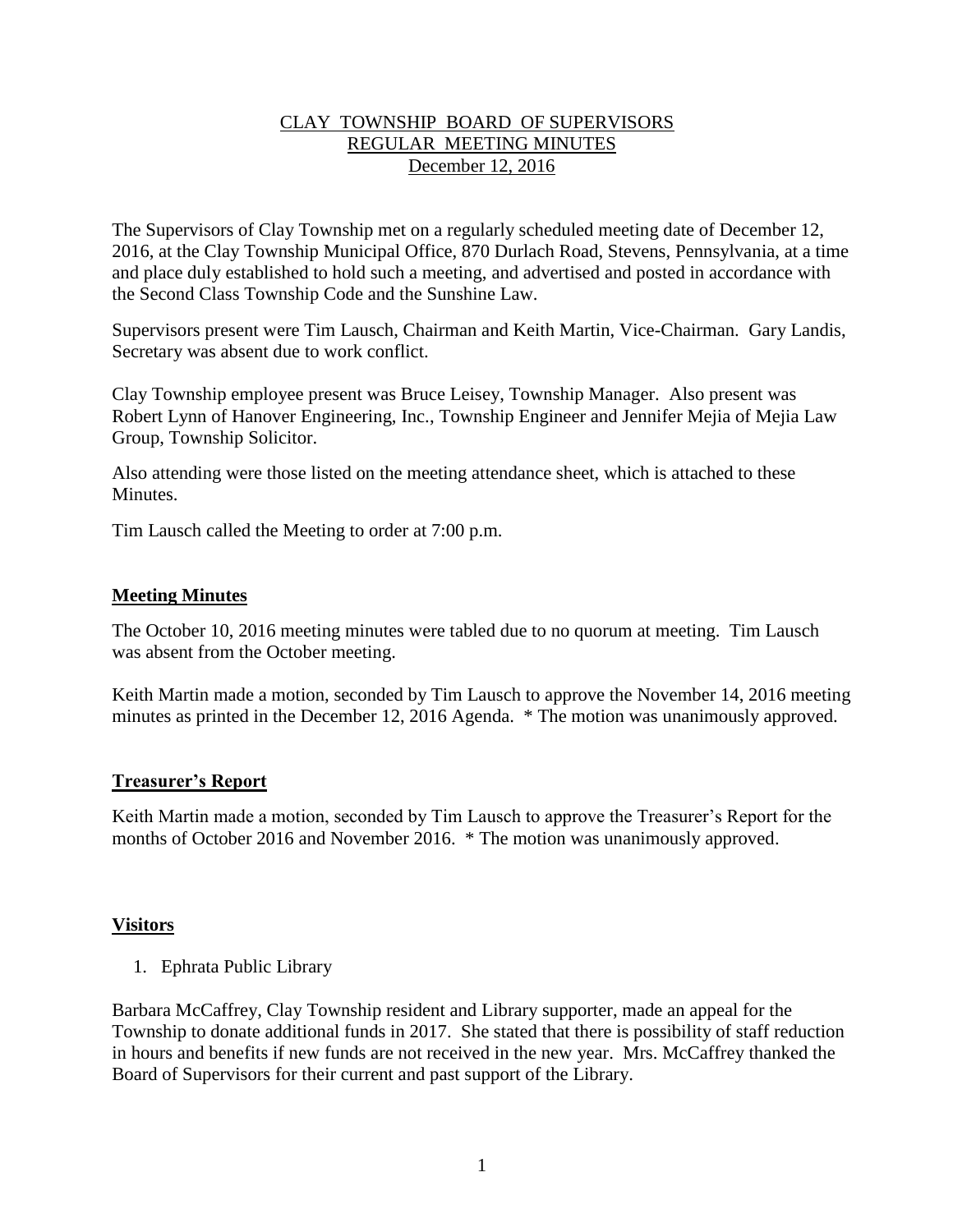CLAY TOWNSHIP BOARD OF SUPERVISORS
REGULAR MEETING MINUTES
December 12, 2016

The Supervisors of Clay Township met on a regularly scheduled meeting date of December 12, 2016, at the Clay Township Municipal Office, 870 Durlach Road, Stevens, Pennsylvania, at a time and place duly established to hold such a meeting, and advertised and posted in accordance with the Second Class Township Code and the Sunshine Law.

Supervisors present were Tim Lausch, Chairman and Keith Martin, Vice-Chairman. Gary Landis, Secretary was absent due to work conflict.

Clay Township employee present was Bruce Leisey, Township Manager. Also present was Robert Lynn of Hanover Engineering, Inc., Township Engineer and Jennifer Mejia of Mejia Law Group, Township Solicitor.

Also attending were those listed on the meeting attendance sheet, which is attached to these Minutes.

Tim Lausch called the Meeting to order at 7:00 p.m.

## Meeting Minutes

The October 10, 2016 meeting minutes were tabled due to no quorum at meeting. Tim Lausch was absent from the October meeting.

Keith Martin made a motion, seconded by Tim Lausch to approve the November 14, 2016 meeting minutes as printed in the December 12, 2016 Agenda. * The motion was unanimously approved.

## Treasurer's Report

Keith Martin made a motion, seconded by Tim Lausch to approve the Treasurer's Report for the months of October 2016 and November 2016. * The motion was unanimously approved.

## Visitors

1. Ephrata Public Library

Barbara McCaffrey, Clay Township resident and Library supporter, made an appeal for the Township to donate additional funds in 2017. She stated that there is possibility of staff reduction in hours and benefits if new funds are not received in the new year. Mrs. McCaffrey thanked the Board of Supervisors for their current and past support of the Library.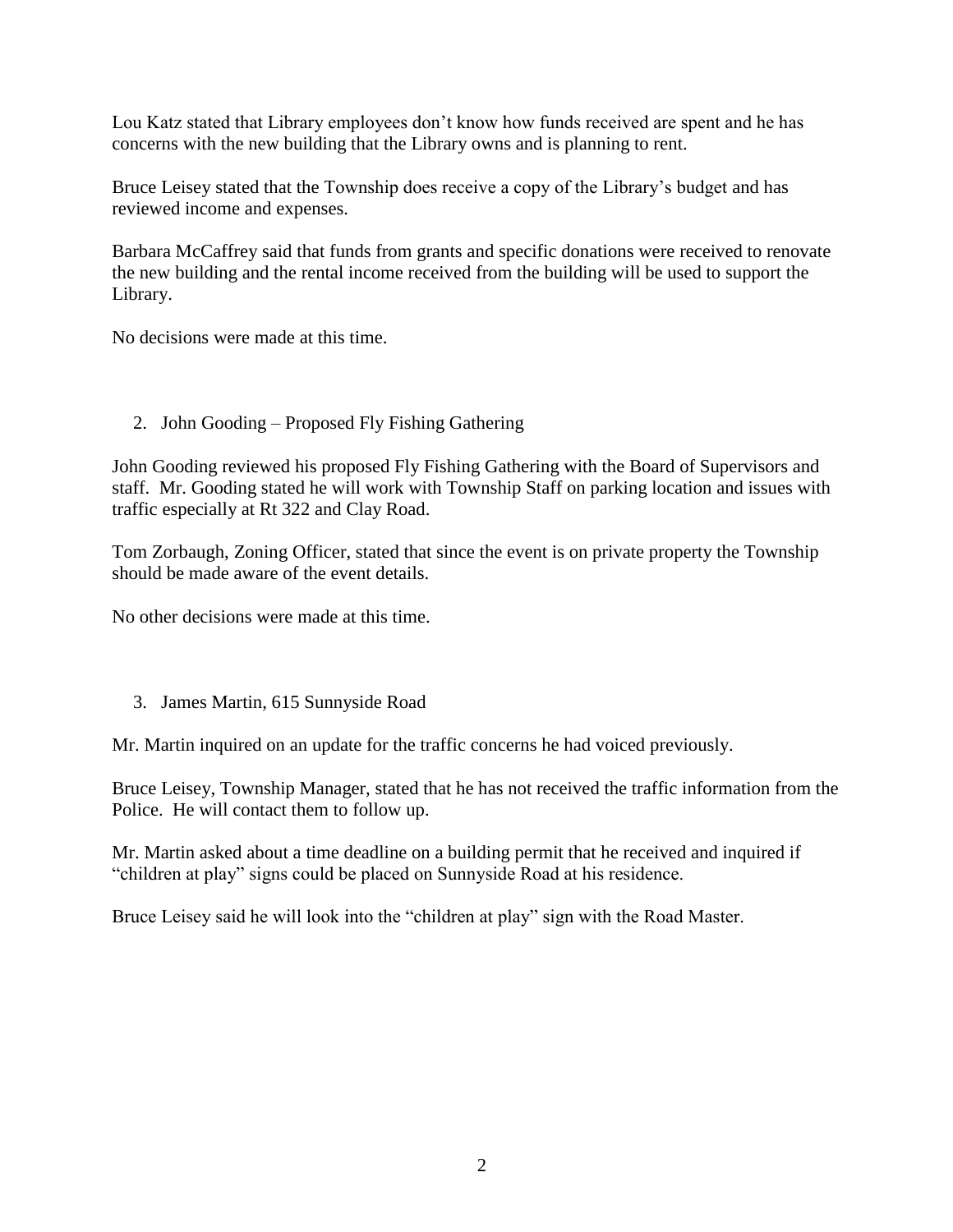Lou Katz stated that Library employees don't know how funds received are spent and he has concerns with the new building that the Library owns and is planning to rent.

Bruce Leisey stated that the Township does receive a copy of the Library's budget and has reviewed income and expenses.

Barbara McCaffrey said that funds from grants and specific donations were received to renovate the new building and the rental income received from the building will be used to support the Library.

No decisions were made at this time.

2. John Gooding – Proposed Fly Fishing Gathering

John Gooding reviewed his proposed Fly Fishing Gathering with the Board of Supervisors and staff. Mr. Gooding stated he will work with Township Staff on parking location and issues with traffic especially at Rt 322 and Clay Road.

Tom Zorbaugh, Zoning Officer, stated that since the event is on private property the Township should be made aware of the event details.

No other decisions were made at this time.

3. James Martin, 615 Sunnyside Road

Mr. Martin inquired on an update for the traffic concerns he had voiced previously.

Bruce Leisey, Township Manager, stated that he has not received the traffic information from the Police. He will contact them to follow up.

Mr. Martin asked about a time deadline on a building permit that he received and inquired if "children at play" signs could be placed on Sunnyside Road at his residence.

Bruce Leisey said he will look into the "children at play" sign with the Road Master.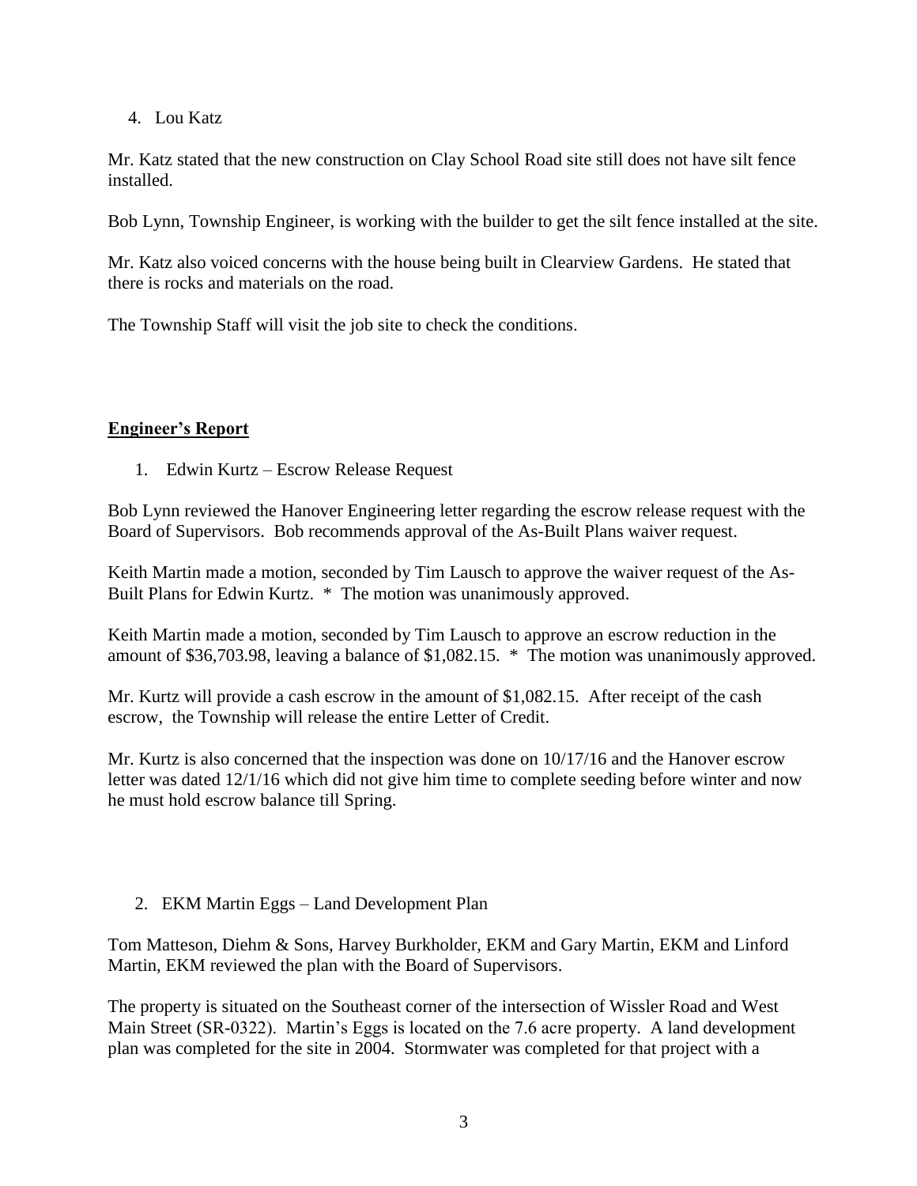4. Lou Katz

Mr. Katz stated that the new construction on Clay School Road site still does not have silt fence installed.

Bob Lynn, Township Engineer, is working with the builder to get the silt fence installed at the site.

Mr. Katz also voiced concerns with the house being built in Clearview Gardens. He stated that there is rocks and materials on the road.

The Township Staff will visit the job site to check the conditions.

## **Engineer's Report**

1. Edwin Kurtz – Escrow Release Request

Bob Lynn reviewed the Hanover Engineering letter regarding the escrow release request with the Board of Supervisors. Bob recommends approval of the As-Built Plans waiver request.

Keith Martin made a motion, seconded by Tim Lausch to approve the waiver request of the As-Built Plans for Edwin Kurtz. * The motion was unanimously approved.

Keith Martin made a motion, seconded by Tim Lausch to approve an escrow reduction in the amount of $36,703.98, leaving a balance of $1,082.15. * The motion was unanimously approved.

Mr. Kurtz will provide a cash escrow in the amount of $1,082.15. After receipt of the cash escrow, the Township will release the entire Letter of Credit.

Mr. Kurtz is also concerned that the inspection was done on 10/17/16 and the Hanover escrow letter was dated 12/1/16 which did not give him time to complete seeding before winter and now he must hold escrow balance till Spring.

2. EKM Martin Eggs – Land Development Plan

Tom Matteson, Diehm & Sons, Harvey Burkholder, EKM and Gary Martin, EKM and Linford Martin, EKM reviewed the plan with the Board of Supervisors.

The property is situated on the Southeast corner of the intersection of Wissler Road and West Main Street (SR-0322). Martin's Eggs is located on the 7.6 acre property. A land development plan was completed for the site in 2004. Stormwater was completed for that project with a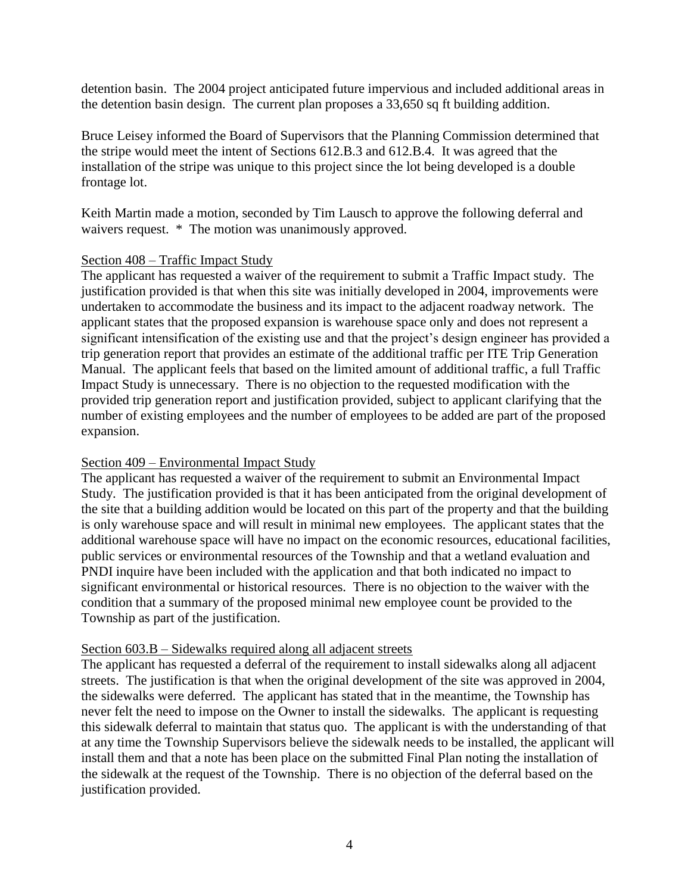detention basin. The 2004 project anticipated future impervious and included additional areas in the detention basin design. The current plan proposes a 33,650 sq ft building addition.

Bruce Leisey informed the Board of Supervisors that the Planning Commission determined that the stripe would meet the intent of Sections 612.B.3 and 612.B.4. It was agreed that the installation of the stripe was unique to this project since the lot being developed is a double frontage lot.

Keith Martin made a motion, seconded by Tim Lausch to approve the following deferral and waivers request. * The motion was unanimously approved.

<u>Section 408 – Traffic Impact Study</u>

The applicant has requested a waiver of the requirement to submit a Traffic Impact study. The justification provided is that when this site was initially developed in 2004, improvements were undertaken to accommodate the business and its impact to the adjacent roadway network. The applicant states that the proposed expansion is warehouse space only and does not represent a significant intensification of the existing use and that the project's design engineer has provided a trip generation report that provides an estimate of the additional traffic per ITE Trip Generation Manual. The applicant feels that based on the limited amount of additional traffic, a full Traffic Impact Study is unnecessary. There is no objection to the requested modification with the provided trip generation report and justification provided, subject to applicant clarifying that the number of existing employees and the number of employees to be added are part of the proposed expansion.

<u>Section 409 – Environmental Impact Study</u>

The applicant has requested a waiver of the requirement to submit an Environmental Impact Study. The justification provided is that it has been anticipated from the original development of the site that a building addition would be located on this part of the property and that the building is only warehouse space and will result in minimal new employees. The applicant states that the additional warehouse space will have no impact on the economic resources, educational facilities, public services or environmental resources of the Township and that a wetland evaluation and PNDI inquire have been included with the application and that both indicated no impact to significant environmental or historical resources. There is no objection to the waiver with the condition that a summary of the proposed minimal new employee count be provided to the Township as part of the justification.

<u>Section 603.B – Sidewalks required along all adjacent streets</u>

The applicant has requested a deferral of the requirement to install sidewalks along all adjacent streets. The justification is that when the original development of the site was approved in 2004, the sidewalks were deferred. The applicant has stated that in the meantime, the Township has never felt the need to impose on the Owner to install the sidewalks. The applicant is requesting this sidewalk deferral to maintain that status quo. The applicant is with the understanding of that at any time the Township Supervisors believe the sidewalk needs to be installed, the applicant will install them and that a note has been place on the submitted Final Plan noting the installation of the sidewalk at the request of the Township. There is no objection of the deferral based on the justification provided.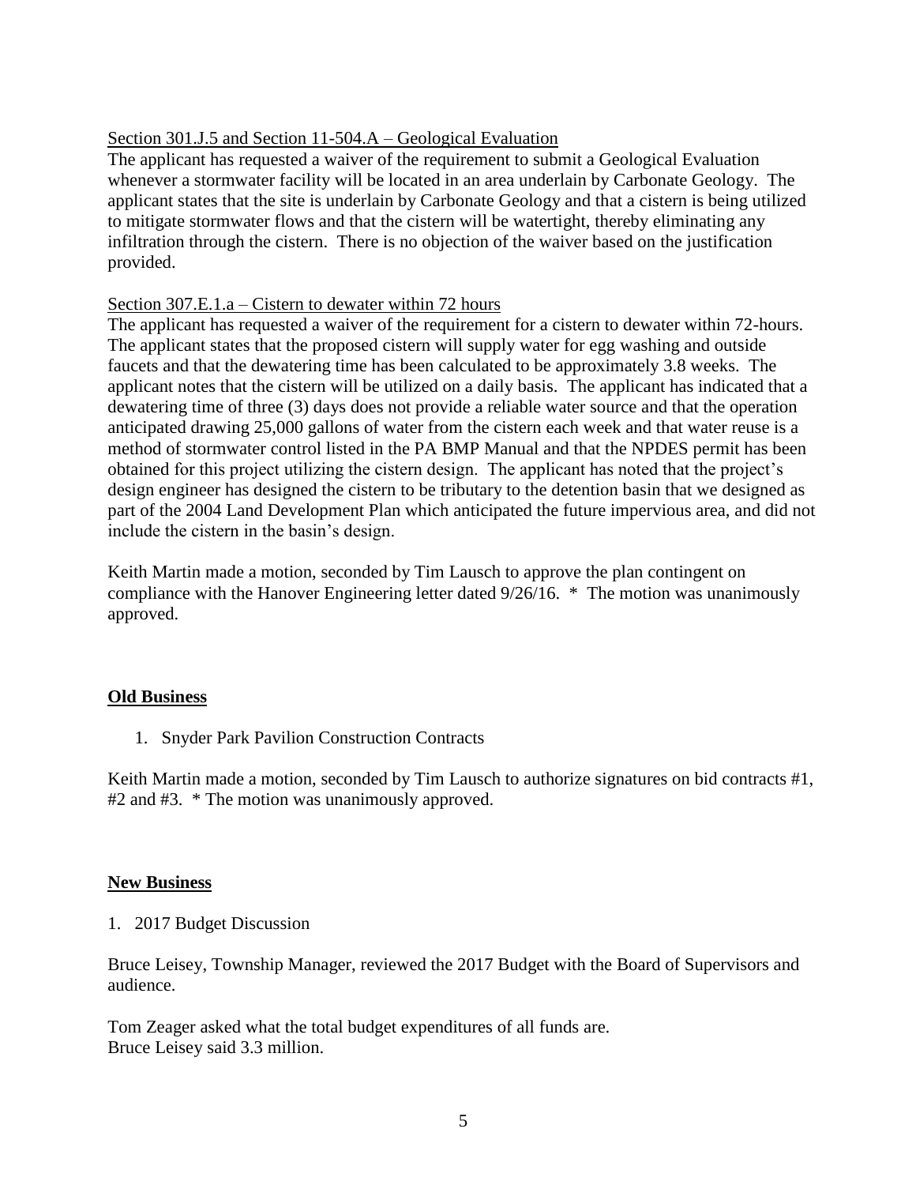Section 301.J.5 and Section 11-504.A – Geological Evaluation

The applicant has requested a waiver of the requirement to submit a Geological Evaluation whenever a stormwater facility will be located in an area underlain by Carbonate Geology. The applicant states that the site is underlain by Carbonate Geology and that a cistern is being utilized to mitigate stormwater flows and that the cistern will be watertight, thereby eliminating any infiltration through the cistern. There is no objection of the waiver based on the justification provided.

Section 307.E.1.a – Cistern to dewater within 72 hours

The applicant has requested a waiver of the requirement for a cistern to dewater within 72-hours. The applicant states that the proposed cistern will supply water for egg washing and outside faucets and that the dewatering time has been calculated to be approximately 3.8 weeks. The applicant notes that the cistern will be utilized on a daily basis. The applicant has indicated that a dewatering time of three (3) days does not provide a reliable water source and that the operation anticipated drawing 25,000 gallons of water from the cistern each week and that water reuse is a method of stormwater control listed in the PA BMP Manual and that the NPDES permit has been obtained for this project utilizing the cistern design. The applicant has noted that the project's design engineer has designed the cistern to be tributary to the detention basin that we designed as part of the 2004 Land Development Plan which anticipated the future impervious area, and did not include the cistern in the basin's design.

Keith Martin made a motion, seconded by Tim Lausch to approve the plan contingent on compliance with the Hanover Engineering letter dated 9/26/16. * The motion was unanimously approved.

## Old Business

1. Snyder Park Pavilion Construction Contracts

Keith Martin made a motion, seconded by Tim Lausch to authorize signatures on bid contracts #1, #2 and #3. * The motion was unanimously approved.

## New Business

1. 2017 Budget Discussion

Bruce Leisey, Township Manager, reviewed the 2017 Budget with the Board of Supervisors and audience.

Tom Zeager asked what the total budget expenditures of all funds are.
Bruce Leisey said 3.3 million.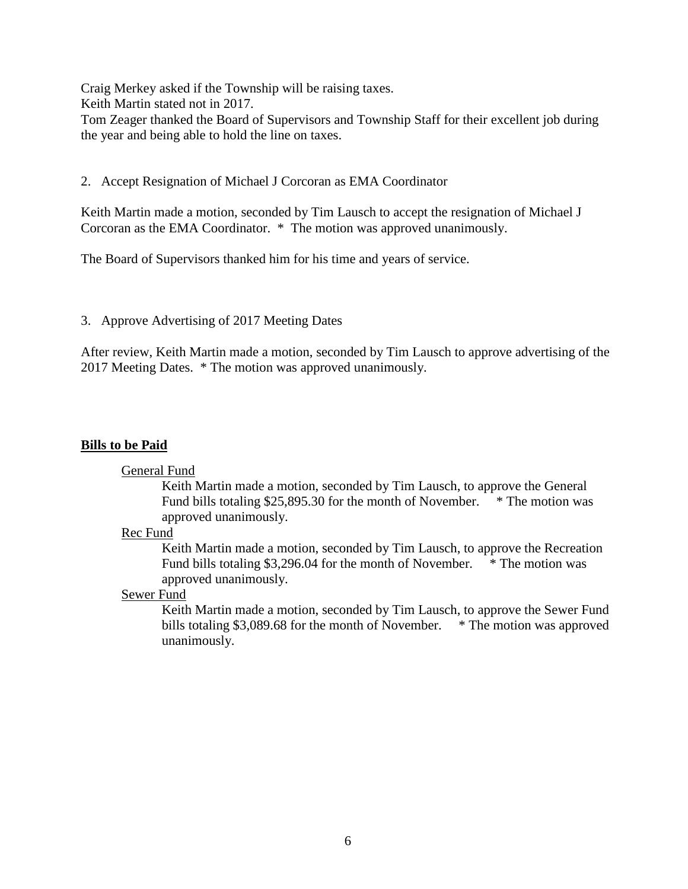Craig Merkey asked if the Township will be raising taxes.
Keith Martin stated not in 2017.
Tom Zeager thanked the Board of Supervisors and Township Staff for their excellent job during the year and being able to hold the line on taxes.

2. Accept Resignation of Michael J Corcoran as EMA Coordinator

Keith Martin made a motion, seconded by Tim Lausch to accept the resignation of Michael J Corcoran as the EMA Coordinator. * The motion was approved unanimously.

The Board of Supervisors thanked him for his time and years of service.

3. Approve Advertising of 2017 Meeting Dates

After review, Keith Martin made a motion, seconded by Tim Lausch to approve advertising of the 2017 Meeting Dates. * The motion was approved unanimously.

**Bills to be Paid**

General Fund

Keith Martin made a motion, seconded by Tim Lausch, to approve the General Fund bills totaling $25,895.30 for the month of November. * The motion was approved unanimously.

Rec Fund

Keith Martin made a motion, seconded by Tim Lausch, to approve the Recreation Fund bills totaling $3,296.04 for the month of November. * The motion was approved unanimously.

Sewer Fund

Keith Martin made a motion, seconded by Tim Lausch, to approve the Sewer Fund bills totaling $3,089.68 for the month of November. * The motion was approved unanimously.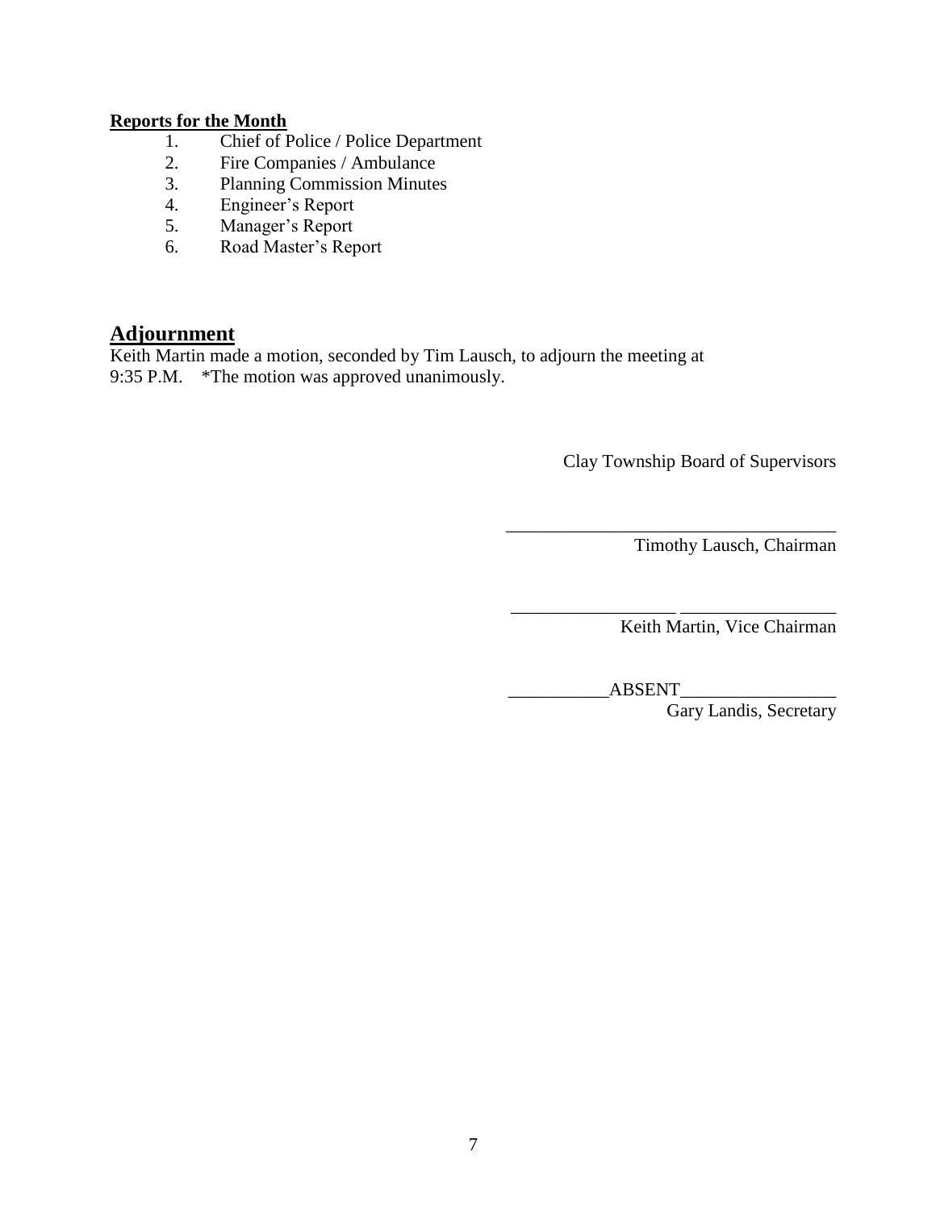**Reports for the Month**

1. Chief of Police / Police Department
2. Fire Companies / Ambulance
3. Planning Commission Minutes
4. Engineer's Report
5. Manager's Report
6. Road Master's Report

## Adjournment

Keith Martin made a motion, seconded by Tim Lausch, to adjourn the meeting at 9:35 P.M. *The motion was approved unanimously.

Clay Township Board of Supervisors

_________________________________
Timothy Lausch, Chairman

_________________ ________________
Keith Martin, Vice Chairman

___________ABSENT________________
Gary Landis, Secretary